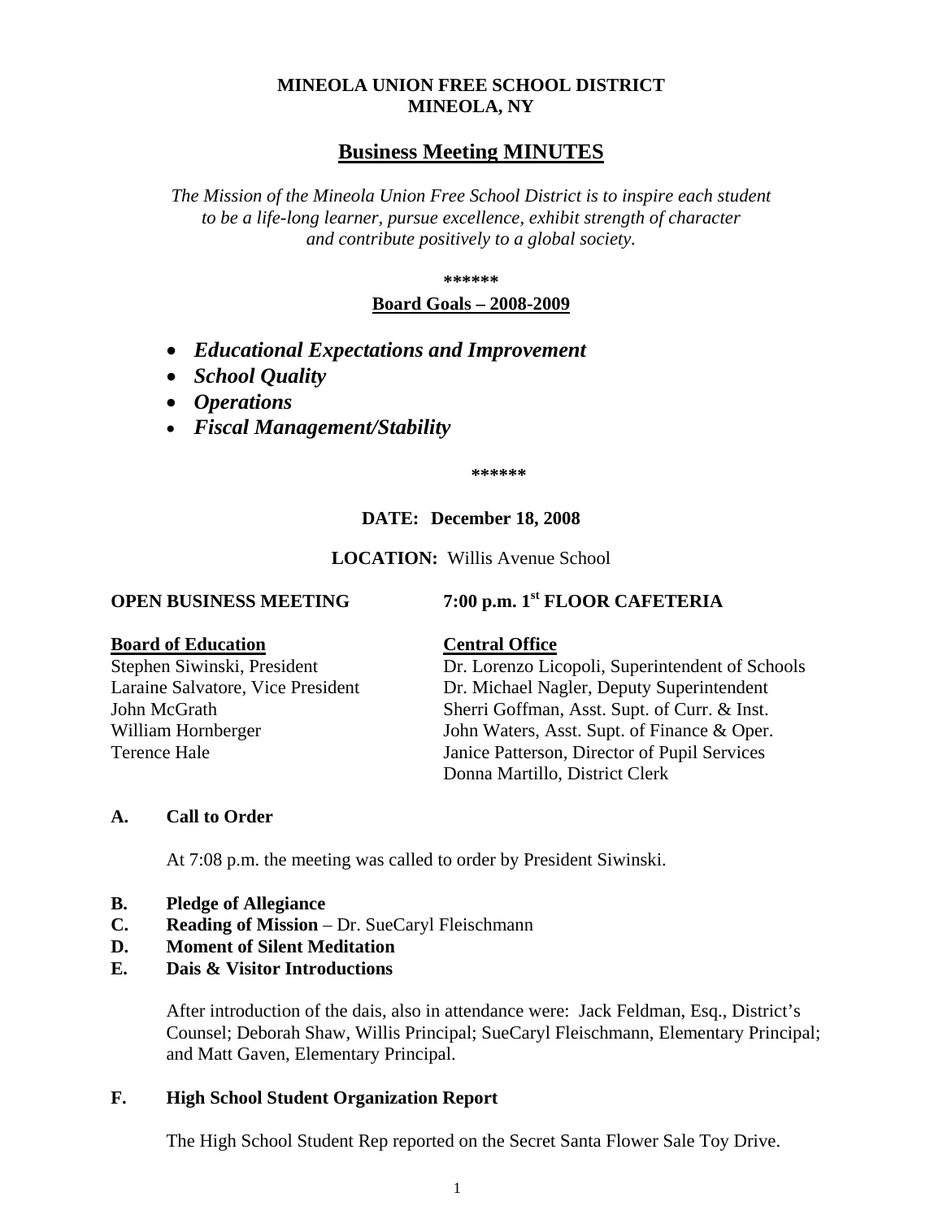**MINEOLA UNION FREE SCHOOL DISTRICT**
**MINEOLA, NY**

# Business Meeting MINUTES

*The Mission of the Mineola Union Free School District is to inspire each student to be a life-long learner, pursue excellence, exhibit strength of character and contribute positively to a global society.*

**\*\*\*\*\*\***

**Board Goals – 2008-2009**

- ***Educational Expectations and Improvement***
- ***School Quality***
- ***Operations***
- ***Fiscal Management/Stability***

**\*\*\*\*\*\***

**DATE: December 18, 2008**

**LOCATION:** Willis Avenue School

**OPEN BUSINESS MEETING** **7:00 p.m. 1st FLOOR CAFETERIA**

**Board of Education**
Stephen Siwinski, President
Laraine Salvatore, Vice President
John McGrath
William Hornberger
Terence Hale

**Central Office**
Dr. Lorenzo Licopoli, Superintendent of Schools
Dr. Michael Nagler, Deputy Superintendent
Sherri Goffman, Asst. Supt. of Curr. & Inst.
John Waters, Asst. Supt. of Finance & Oper.
Janice Patterson, Director of Pupil Services
Donna Martillo, District Clerk

## A. Call to Order

At 7:08 p.m. the meeting was called to order by President Siwinski.

## B. Pledge of Allegiance

## C. Reading of Mission – Dr. SueCaryl Fleischmann

## D. Moment of Silent Meditation

## E. Dais & Visitor Introductions

After introduction of the dais, also in attendance were: Jack Feldman, Esq., District's Counsel; Deborah Shaw, Willis Principal; SueCaryl Fleischmann, Elementary Principal; and Matt Gaven, Elementary Principal.

## F. High School Student Organization Report

The High School Student Rep reported on the Secret Santa Flower Sale Toy Drive.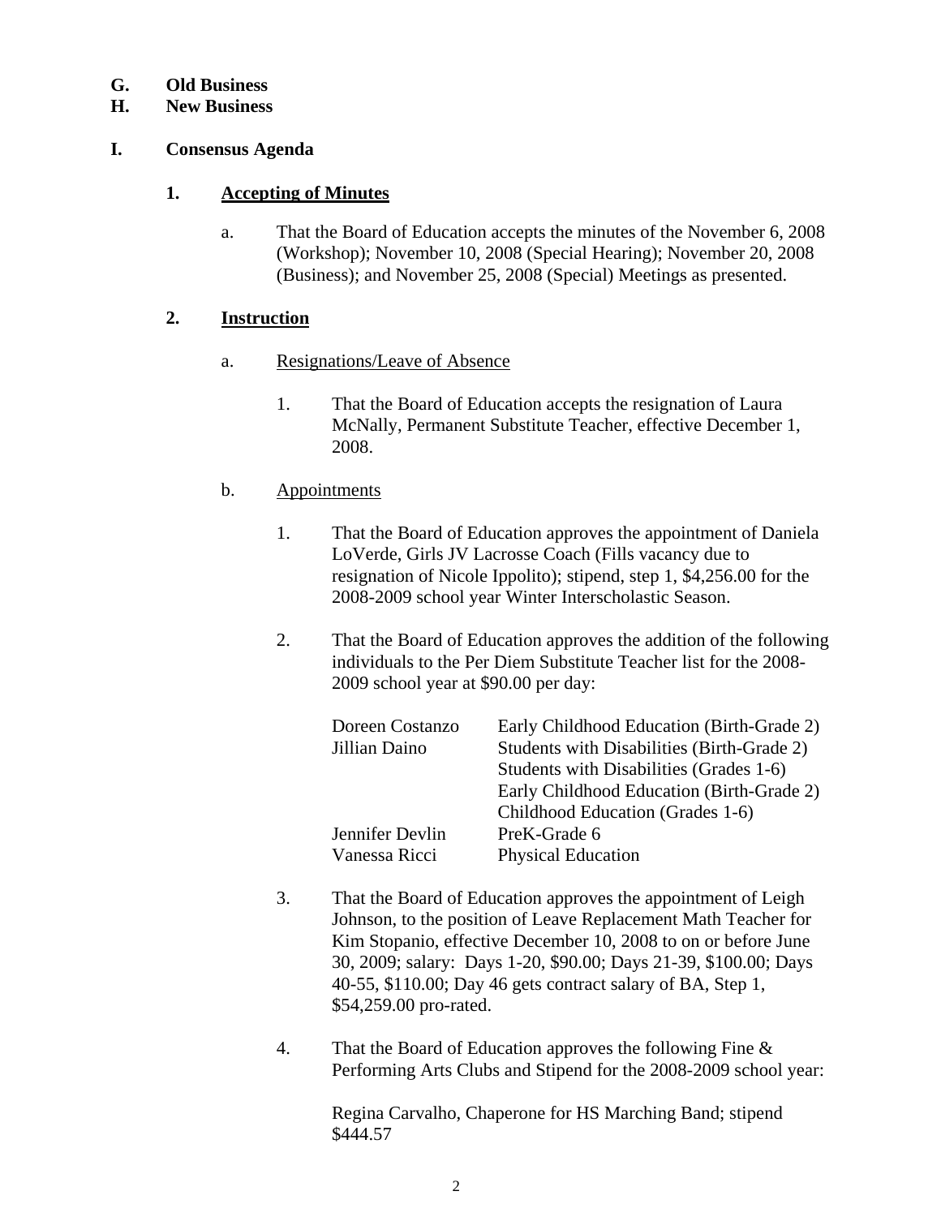**G. Old Business**

**H. New Business**

**I. Consensus Agenda**

**1. Accepting of Minutes**

a. That the Board of Education accepts the minutes of the November 6, 2008 (Workshop); November 10, 2008 (Special Hearing); November 20, 2008 (Business); and November 25, 2008 (Special) Meetings as presented.

**2. Instruction**

a. Resignations/Leave of Absence

1. That the Board of Education accepts the resignation of Laura McNally, Permanent Substitute Teacher, effective December 1, 2008.

b. Appointments

1. That the Board of Education approves the appointment of Daniela LoVerde, Girls JV Lacrosse Coach (Fills vacancy due to resignation of Nicole Ippolito); stipend, step 1, $4,256.00 for the 2008-2009 school year Winter Interscholastic Season.

2. That the Board of Education approves the addition of the following individuals to the Per Diem Substitute Teacher list for the 2008-2009 school year at $90.00 per day:

| | |
|---|---|
| Doreen Costanzo | Early Childhood Education (Birth-Grade 2) |
| Jillian Daino | Students with Disabilities (Birth-Grade 2) |
| | Students with Disabilities (Grades 1-6) |
| | Early Childhood Education (Birth-Grade 2) |
| | Childhood Education (Grades 1-6) |
| Jennifer Devlin | PreK-Grade 6 |
| Vanessa Ricci | Physical Education |

3. That the Board of Education approves the appointment of Leigh Johnson, to the position of Leave Replacement Math Teacher for Kim Stopanio, effective December 10, 2008 to on or before June 30, 2009; salary: Days 1-20, $90.00; Days 21-39, $100.00; Days 40-55, $110.00; Day 46 gets contract salary of BA, Step 1, $54,259.00 pro-rated.

4. That the Board of Education approves the following Fine & Performing Arts Clubs and Stipend for the 2008-2009 school year:

Regina Carvalho, Chaperone for HS Marching Band; stipend $444.57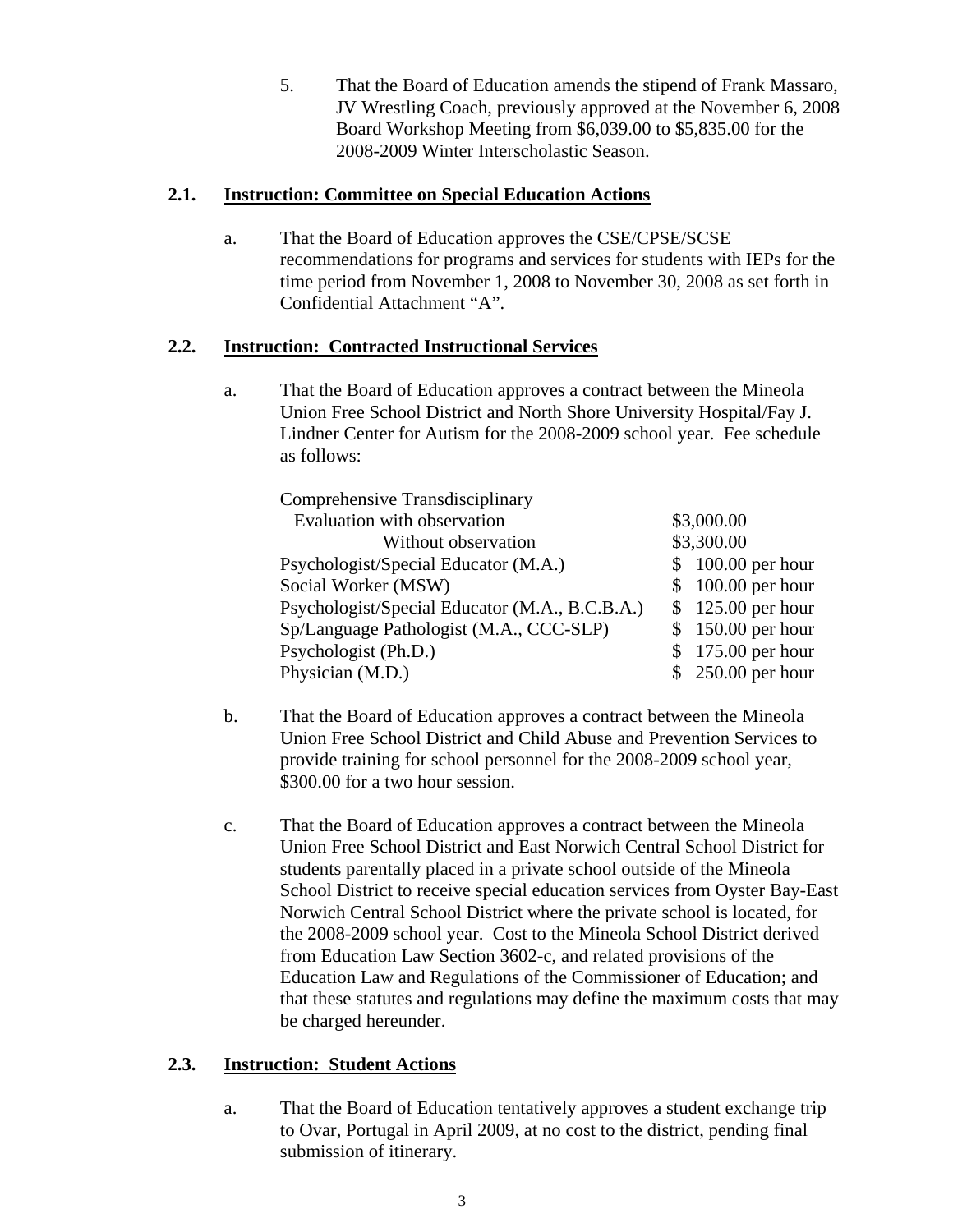5. That the Board of Education amends the stipend of Frank Massaro, JV Wrestling Coach, previously approved at the November 6, 2008 Board Workshop Meeting from $6,039.00 to $5,835.00 for the 2008-2009 Winter Interscholastic Season.

**2.1. Instruction: Committee on Special Education Actions**

a. That the Board of Education approves the CSE/CPSE/SCSE recommendations for programs and services for students with IEPs for the time period from November 1, 2008 to November 30, 2008 as set forth in Confidential Attachment "A".

**2.2. Instruction: Contracted Instructional Services**

a. That the Board of Education approves a contract between the Mineola Union Free School District and North Shore University Hospital/Fay J. Lindner Center for Autism for the 2008-2009 school year. Fee schedule as follows:

| | |
|---|---|
| Comprehensive Transdisciplinary | |
| Evaluation with observation | $3,000.00 |
| Without observation | $3,300.00 |
| Psychologist/Special Educator (M.A.) | $ 100.00 per hour |
| Social Worker (MSW) | $ 100.00 per hour |
| Psychologist/Special Educator (M.A., B.C.B.A.) | $ 125.00 per hour |
| Sp/Language Pathologist (M.A., CCC-SLP) | $ 150.00 per hour |
| Psychologist (Ph.D.) | $ 175.00 per hour |
| Physician (M.D.) | $ 250.00 per hour |

b. That the Board of Education approves a contract between the Mineola Union Free School District and Child Abuse and Prevention Services to provide training for school personnel for the 2008-2009 school year, $300.00 for a two hour session.

c. That the Board of Education approves a contract between the Mineola Union Free School District and East Norwich Central School District for students parentally placed in a private school outside of the Mineola School District to receive special education services from Oyster Bay-East Norwich Central School District where the private school is located, for the 2008-2009 school year. Cost to the Mineola School District derived from Education Law Section 3602-c, and related provisions of the Education Law and Regulations of the Commissioner of Education; and that these statutes and regulations may define the maximum costs that may be charged hereunder.

**2.3. Instruction: Student Actions**

a. That the Board of Education tentatively approves a student exchange trip to Ovar, Portugal in April 2009, at no cost to the district, pending final submission of itinerary.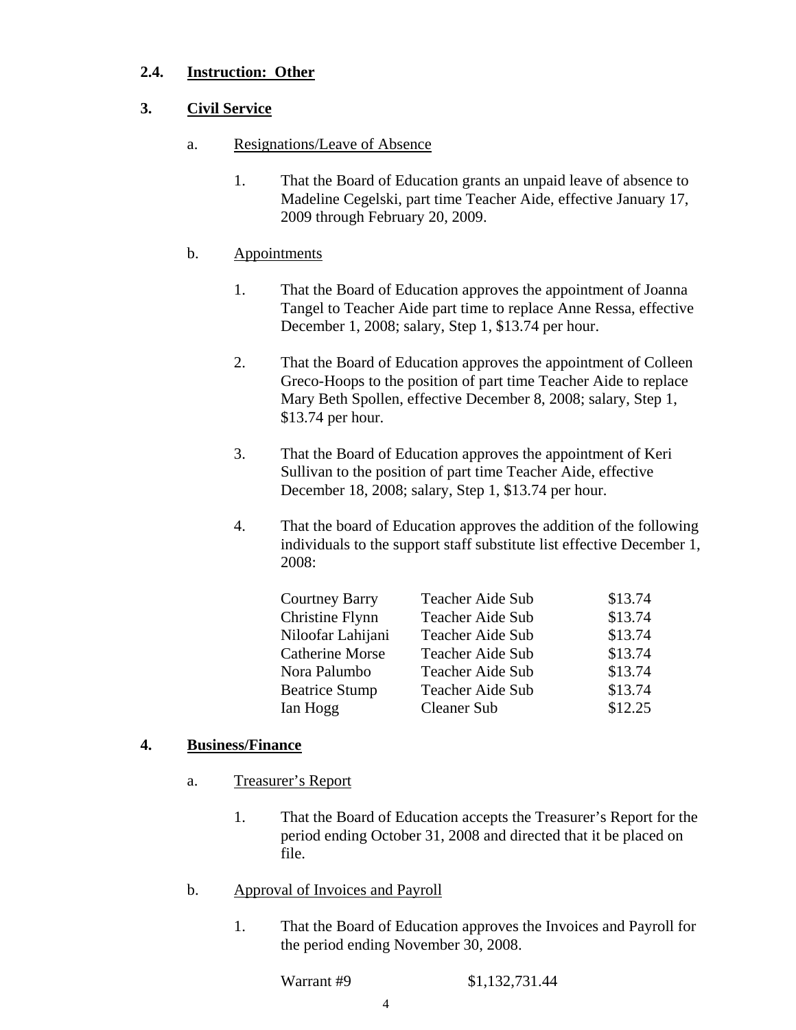### 2.4. Instruction: Other

### 3. Civil Service

a. Resignations/Leave of Absence

1. That the Board of Education grants an unpaid leave of absence to Madeline Cegelski, part time Teacher Aide, effective January 17, 2009 through February 20, 2009.

b. Appointments

1. That the Board of Education approves the appointment of Joanna Tangel to Teacher Aide part time to replace Anne Ressa, effective December 1, 2008; salary, Step 1, $13.74 per hour.

2. That the Board of Education approves the appointment of Colleen Greco-Hoops to the position of part time Teacher Aide to replace Mary Beth Spollen, effective December 8, 2008; salary, Step 1, $13.74 per hour.

3. That the Board of Education approves the appointment of Keri Sullivan to the position of part time Teacher Aide, effective December 18, 2008; salary, Step 1, $13.74 per hour.

4. That the board of Education approves the addition of the following individuals to the support staff substitute list effective December 1, 2008:

| | | |
|---|---|---|
| Courtney Barry | Teacher Aide Sub | $13.74 |
| Christine Flynn | Teacher Aide Sub | $13.74 |
| Niloofar Lahijani | Teacher Aide Sub | $13.74 |
| Catherine Morse | Teacher Aide Sub | $13.74 |
| Nora Palumbo | Teacher Aide Sub | $13.74 |
| Beatrice Stump | Teacher Aide Sub | $13.74 |
| Ian Hogg | Cleaner Sub | $12.25 |

### 4. Business/Finance

a. Treasurer's Report

1. That the Board of Education accepts the Treasurer's Report for the period ending October 31, 2008 and directed that it be placed on file.

b. Approval of Invoices and Payroll

1. That the Board of Education approves the Invoices and Payroll for the period ending November 30, 2008.

Warrant #9 $1,132,731.44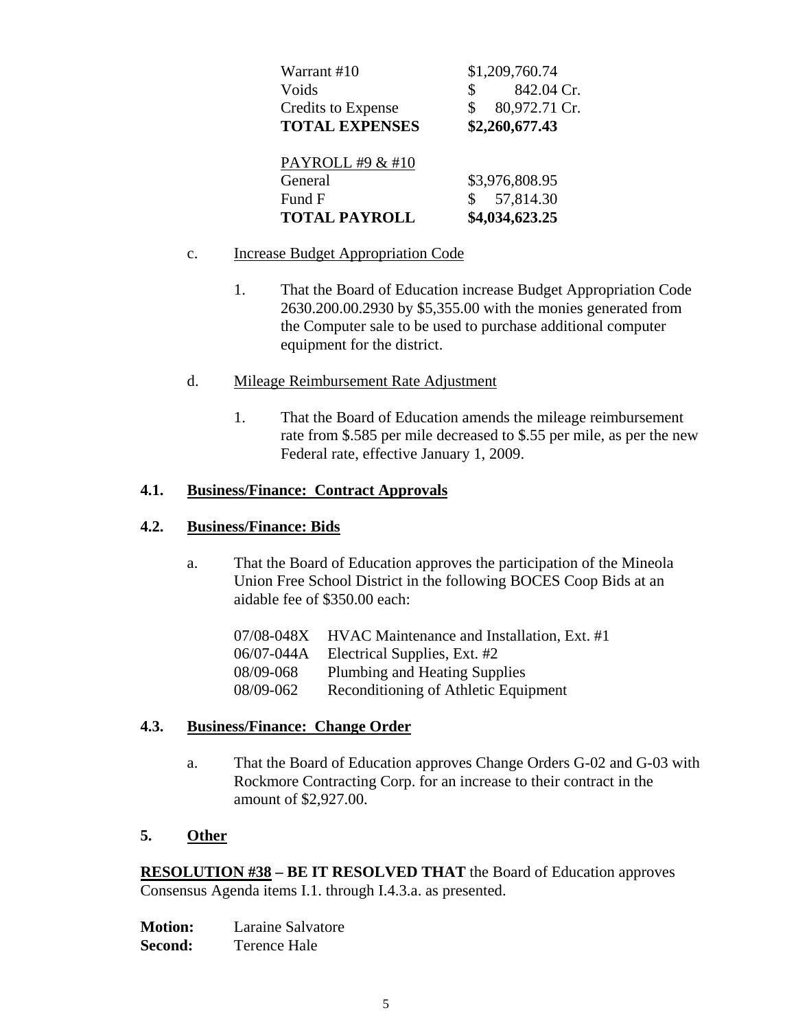| | |
|---|---|
| Warrant #10 | $1,209,760.74 |
| Voids | $ 842.04 Cr. |
| Credits to Expense | $ 80,972.71 Cr. |
| **TOTAL EXPENSES** | **$2,260,677.43** |

| | |
|---|---|
| PAYROLL #9 & #10 | |
| General | $3,976,808.95 |
| Fund F | $ 57,814.30 |
| **TOTAL PAYROLL** | **$4,034,623.25** |

c. Increase Budget Appropriation Code

1. That the Board of Education increase Budget Appropriation Code 2630.200.00.2930 by $5,355.00 with the monies generated from the Computer sale to be used to purchase additional computer equipment for the district.

d. Mileage Reimbursement Rate Adjustment

1. That the Board of Education amends the mileage reimbursement rate from $.585 per mile decreased to $.55 per mile, as per the new Federal rate, effective January 1, 2009.

**4.1. Business/Finance: Contract Approvals**

**4.2. Business/Finance: Bids**

a. That the Board of Education approves the participation of the Mineola Union Free School District in the following BOCES Coop Bids at an aidable fee of $350.00 each:

| | |
|---|---|
| 07/08-048X | HVAC Maintenance and Installation, Ext. #1 |
| 06/07-044A | Electrical Supplies, Ext. #2 |
| 08/09-068 | Plumbing and Heating Supplies |
| 08/09-062 | Reconditioning of Athletic Equipment |

**4.3. Business/Finance: Change Order**

a. That the Board of Education approves Change Orders G-02 and G-03 with Rockmore Contracting Corp. for an increase to their contract in the amount of $2,927.00.

**5. Other**

**RESOLUTION #38 – BE IT RESOLVED THAT** the Board of Education approves Consensus Agenda items I.1. through I.4.3.a. as presented.

**Motion:** Laraine Salvatore
**Second:** Terence Hale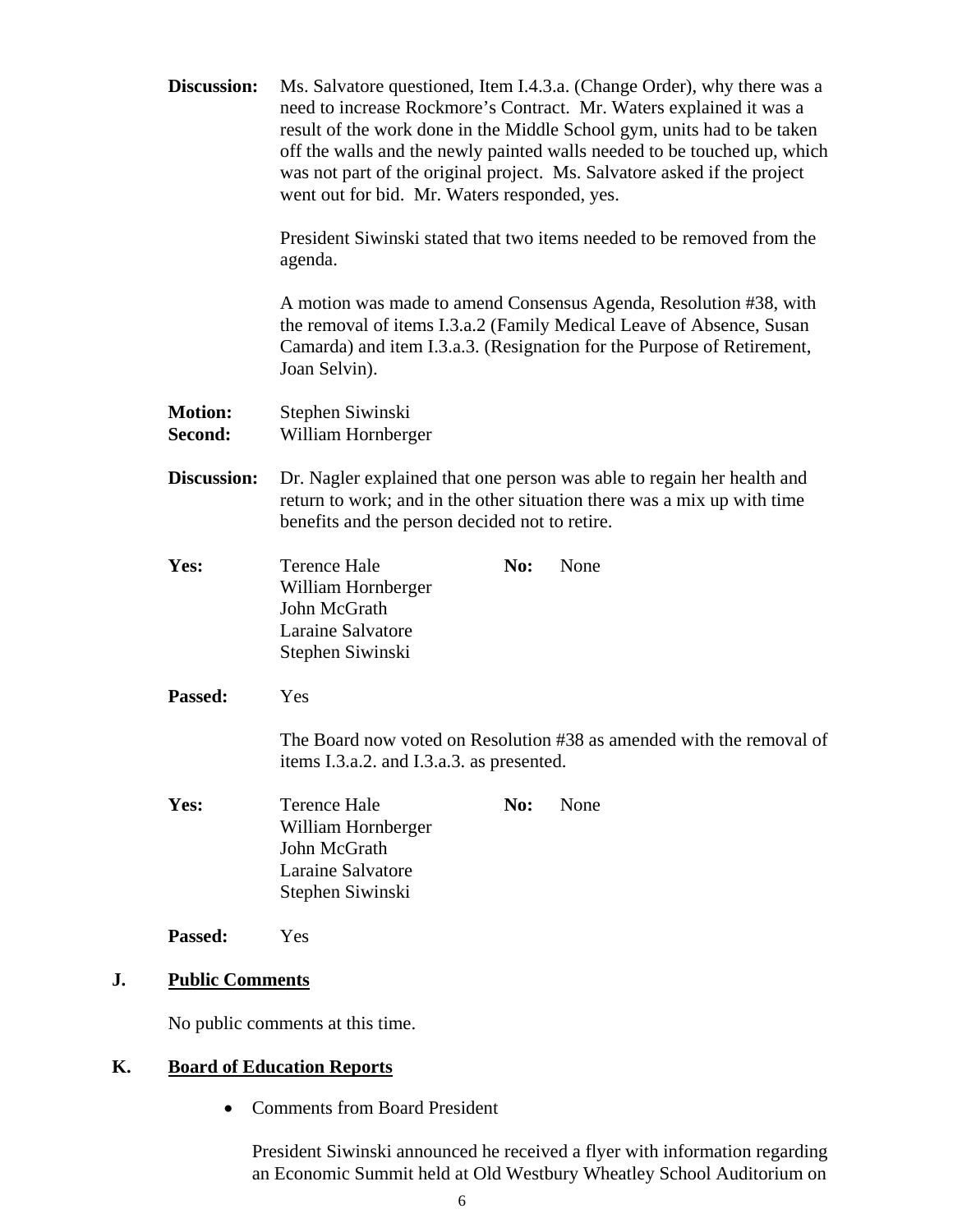**Discussion:** Ms. Salvatore questioned, Item I.4.3.a. (Change Order), why there was a need to increase Rockmore's Contract. Mr. Waters explained it was a result of the work done in the Middle School gym, units had to be taken off the walls and the newly painted walls needed to be touched up, which was not part of the original project. Ms. Salvatore asked if the project went out for bid. Mr. Waters responded, yes.

President Siwinski stated that two items needed to be removed from the agenda.

A motion was made to amend Consensus Agenda, Resolution #38, with the removal of items I.3.a.2 (Family Medical Leave of Absence, Susan Camarda) and item I.3.a.3. (Resignation for the Purpose of Retirement, Joan Selvin).

**Motion:** Stephen Siwinski
**Second:** William Hornberger

**Discussion:** Dr. Nagler explained that one person was able to regain her health and return to work; and in the other situation there was a mix up with time benefits and the person decided not to retire.

**Yes:** Terence Hale, William Hornberger, John McGrath, Laraine Salvatore, Stephen Siwinski
**No:** None

**Passed:** Yes

The Board now voted on Resolution #38 as amended with the removal of items I.3.a.2. and I.3.a.3. as presented.

**Yes:** Terence Hale, William Hornberger, John McGrath, Laraine Salvatore, Stephen Siwinski
**No:** None

**Passed:** Yes

## J. Public Comments

No public comments at this time.

## K. Board of Education Reports

- Comments from Board President

  President Siwinski announced he received a flyer with information regarding an Economic Summit held at Old Westbury Wheatley School Auditorium on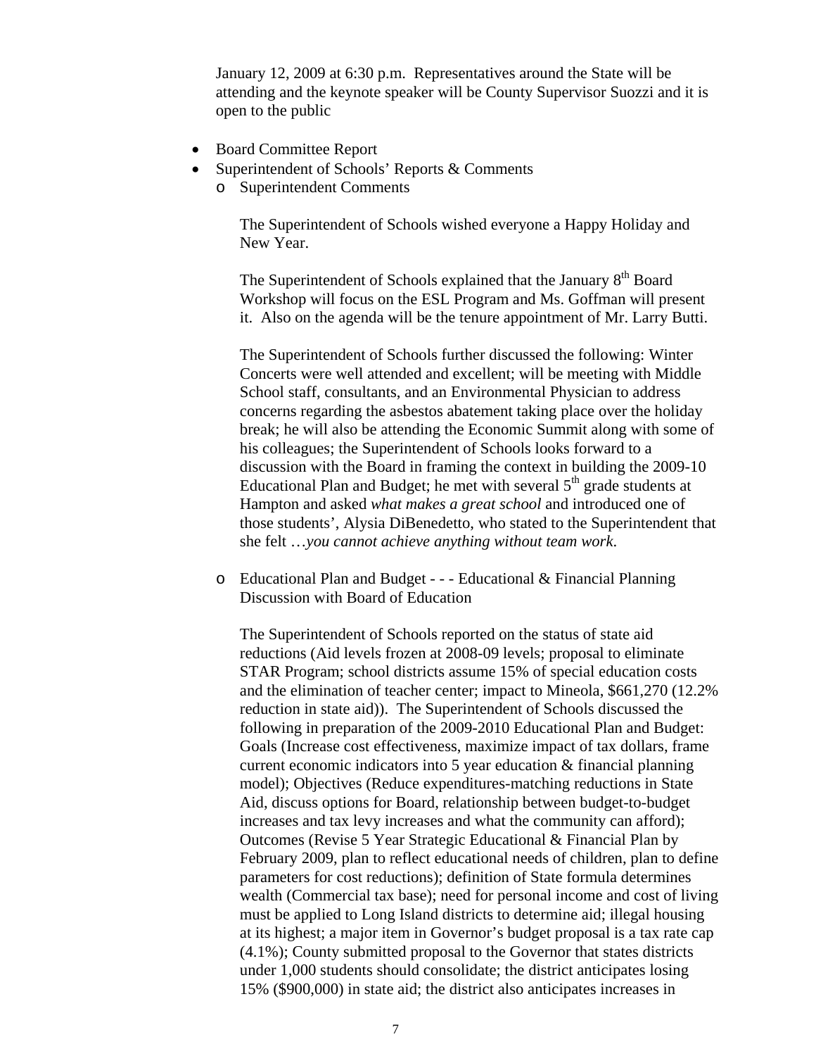January 12, 2009 at 6:30 p.m. Representatives around the State will be attending and the keynote speaker will be County Supervisor Suozzi and it is open to the public

- Board Committee Report
- Superintendent of Schools' Reports & Comments
  - Superintendent Comments

    The Superintendent of Schools wished everyone a Happy Holiday and New Year.

    The Superintendent of Schools explained that the January 8th Board Workshop will focus on the ESL Program and Ms. Goffman will present it. Also on the agenda will be the tenure appointment of Mr. Larry Butti.

    The Superintendent of Schools further discussed the following: Winter Concerts were well attended and excellent; will be meeting with Middle School staff, consultants, and an Environmental Physician to address concerns regarding the asbestos abatement taking place over the holiday break; he will also be attending the Economic Summit along with some of his colleagues; the Superintendent of Schools looks forward to a discussion with the Board in framing the context in building the 2009-10 Educational Plan and Budget; he met with several 5th grade students at Hampton and asked *what makes a great school* and introduced one of those students', Alysia DiBenedetto, who stated to the Superintendent that she felt …*you cannot achieve anything without team work.*

  - Educational Plan and Budget - - - Educational & Financial Planning Discussion with Board of Education

    The Superintendent of Schools reported on the status of state aid reductions (Aid levels frozen at 2008-09 levels; proposal to eliminate STAR Program; school districts assume 15% of special education costs and the elimination of teacher center; impact to Mineola, $661,270 (12.2% reduction in state aid)). The Superintendent of Schools discussed the following in preparation of the 2009-2010 Educational Plan and Budget: Goals (Increase cost effectiveness, maximize impact of tax dollars, frame current economic indicators into 5 year education & financial planning model); Objectives (Reduce expenditures-matching reductions in State Aid, discuss options for Board, relationship between budget-to-budget increases and tax levy increases and what the community can afford); Outcomes (Revise 5 Year Strategic Educational & Financial Plan by February 2009, plan to reflect educational needs of children, plan to define parameters for cost reductions); definition of State formula determines wealth (Commercial tax base); need for personal income and cost of living must be applied to Long Island districts to determine aid; illegal housing at its highest; a major item in Governor's budget proposal is a tax rate cap (4.1%); County submitted proposal to the Governor that states districts under 1,000 students should consolidate; the district anticipates losing 15% ($900,000) in state aid; the district also anticipates increases in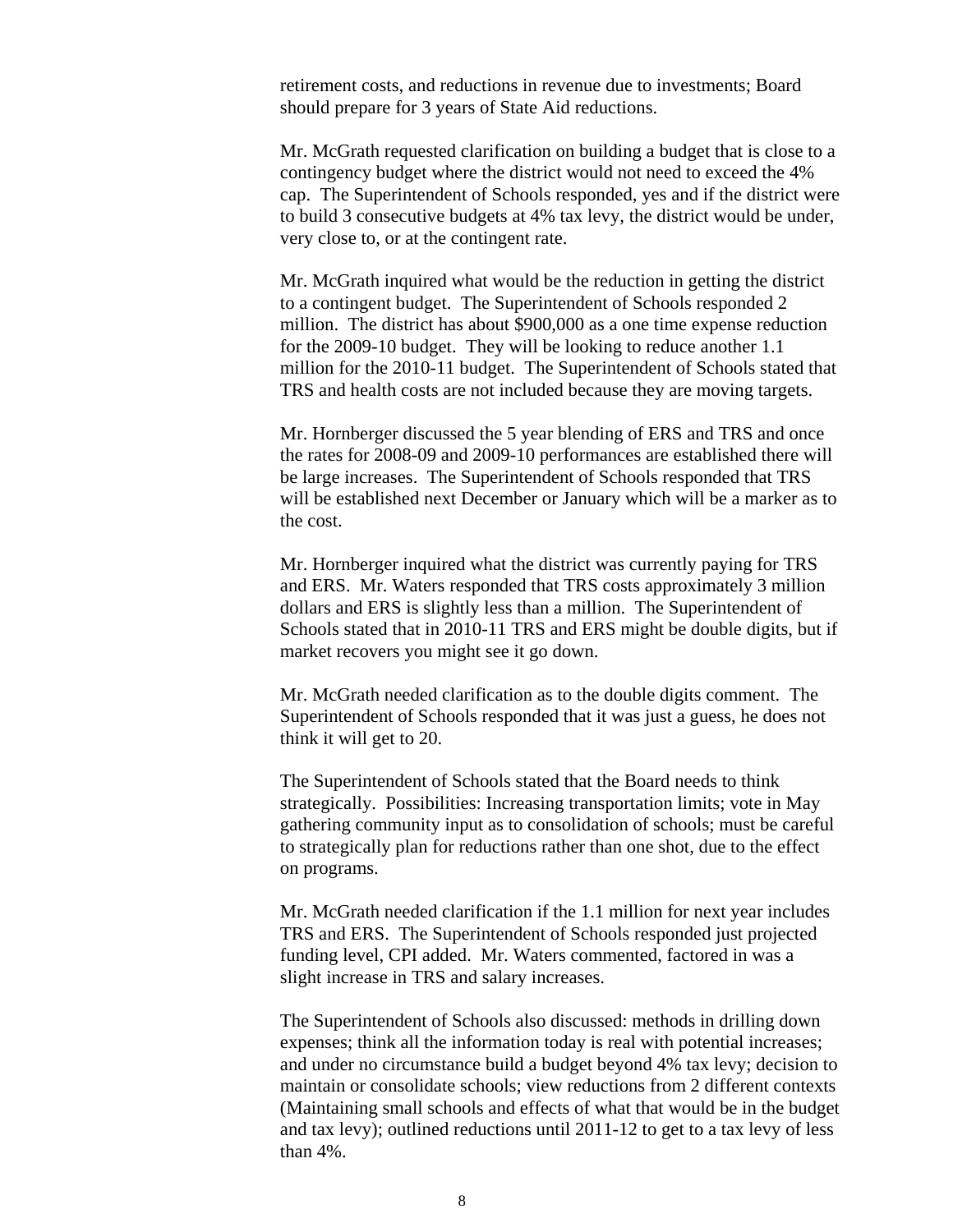retirement costs, and reductions in revenue due to investments; Board should prepare for 3 years of State Aid reductions.

Mr. McGrath requested clarification on building a budget that is close to a contingency budget where the district would not need to exceed the 4% cap. The Superintendent of Schools responded, yes and if the district were to build 3 consecutive budgets at 4% tax levy, the district would be under, very close to, or at the contingent rate.

Mr. McGrath inquired what would be the reduction in getting the district to a contingent budget. The Superintendent of Schools responded 2 million. The district has about $900,000 as a one time expense reduction for the 2009-10 budget. They will be looking to reduce another 1.1 million for the 2010-11 budget. The Superintendent of Schools stated that TRS and health costs are not included because they are moving targets.

Mr. Hornberger discussed the 5 year blending of ERS and TRS and once the rates for 2008-09 and 2009-10 performances are established there will be large increases. The Superintendent of Schools responded that TRS will be established next December or January which will be a marker as to the cost.

Mr. Hornberger inquired what the district was currently paying for TRS and ERS. Mr. Waters responded that TRS costs approximately 3 million dollars and ERS is slightly less than a million. The Superintendent of Schools stated that in 2010-11 TRS and ERS might be double digits, but if market recovers you might see it go down.

Mr. McGrath needed clarification as to the double digits comment. The Superintendent of Schools responded that it was just a guess, he does not think it will get to 20.

The Superintendent of Schools stated that the Board needs to think strategically. Possibilities: Increasing transportation limits; vote in May gathering community input as to consolidation of schools; must be careful to strategically plan for reductions rather than one shot, due to the effect on programs.

Mr. McGrath needed clarification if the 1.1 million for next year includes TRS and ERS. The Superintendent of Schools responded just projected funding level, CPI added. Mr. Waters commented, factored in was a slight increase in TRS and salary increases.

The Superintendent of Schools also discussed: methods in drilling down expenses; think all the information today is real with potential increases; and under no circumstance build a budget beyond 4% tax levy; decision to maintain or consolidate schools; view reductions from 2 different contexts (Maintaining small schools and effects of what that would be in the budget and tax levy); outlined reductions until 2011-12 to get to a tax levy of less than 4%.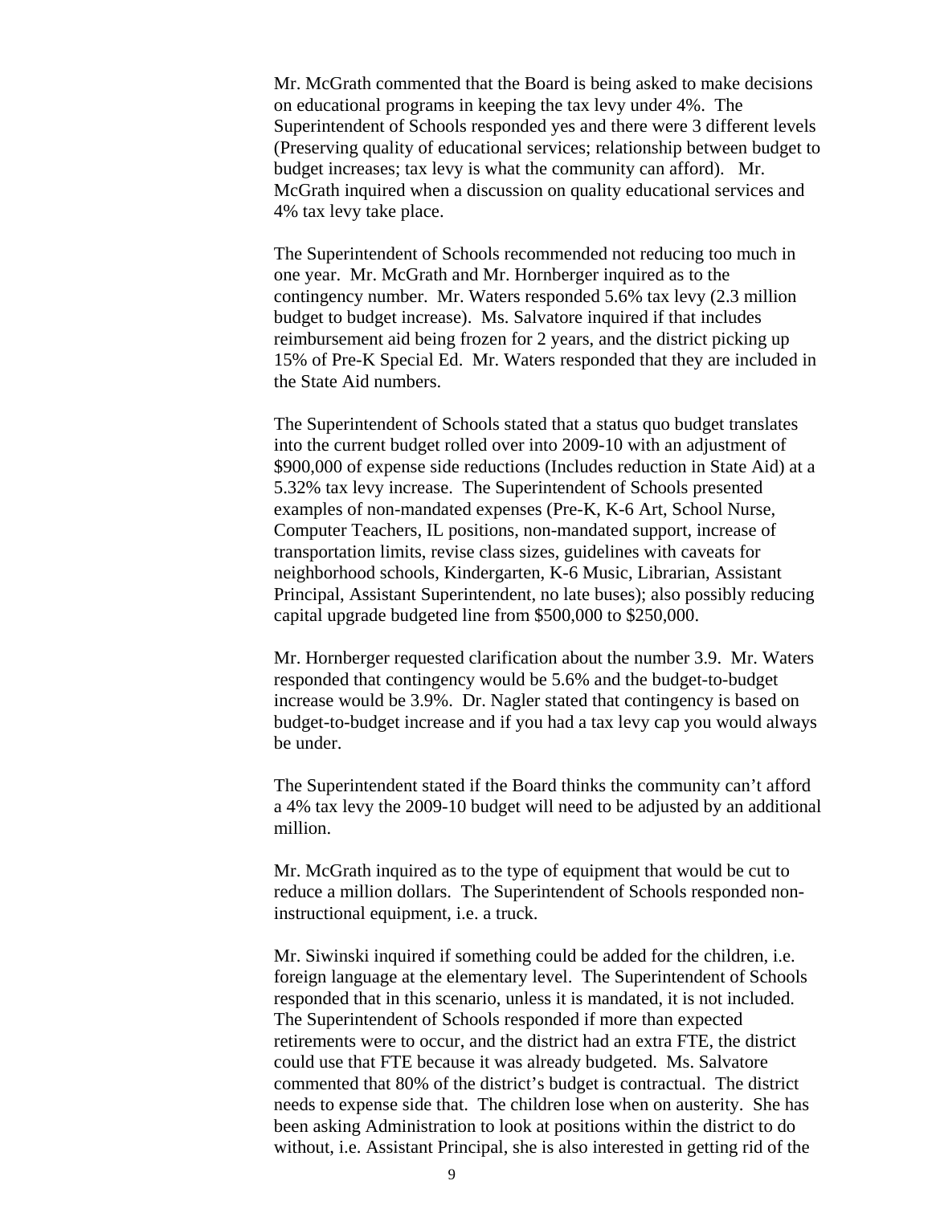Mr. McGrath commented that the Board is being asked to make decisions on educational programs in keeping the tax levy under 4%. The Superintendent of Schools responded yes and there were 3 different levels (Preserving quality of educational services; relationship between budget to budget increases; tax levy is what the community can afford). Mr. McGrath inquired when a discussion on quality educational services and 4% tax levy take place.

The Superintendent of Schools recommended not reducing too much in one year. Mr. McGrath and Mr. Hornberger inquired as to the contingency number. Mr. Waters responded 5.6% tax levy (2.3 million budget to budget increase). Ms. Salvatore inquired if that includes reimbursement aid being frozen for 2 years, and the district picking up 15% of Pre-K Special Ed. Mr. Waters responded that they are included in the State Aid numbers.

The Superintendent of Schools stated that a status quo budget translates into the current budget rolled over into 2009-10 with an adjustment of $900,000 of expense side reductions (Includes reduction in State Aid) at a 5.32% tax levy increase. The Superintendent of Schools presented examples of non-mandated expenses (Pre-K, K-6 Art, School Nurse, Computer Teachers, IL positions, non-mandated support, increase of transportation limits, revise class sizes, guidelines with caveats for neighborhood schools, Kindergarten, K-6 Music, Librarian, Assistant Principal, Assistant Superintendent, no late buses); also possibly reducing capital upgrade budgeted line from $500,000 to $250,000.

Mr. Hornberger requested clarification about the number 3.9. Mr. Waters responded that contingency would be 5.6% and the budget-to-budget increase would be 3.9%. Dr. Nagler stated that contingency is based on budget-to-budget increase and if you had a tax levy cap you would always be under.

The Superintendent stated if the Board thinks the community can't afford a 4% tax levy the 2009-10 budget will need to be adjusted by an additional million.

Mr. McGrath inquired as to the type of equipment that would be cut to reduce a million dollars. The Superintendent of Schools responded non-instructional equipment, i.e. a truck.

Mr. Siwinski inquired if something could be added for the children, i.e. foreign language at the elementary level. The Superintendent of Schools responded that in this scenario, unless it is mandated, it is not included. The Superintendent of Schools responded if more than expected retirements were to occur, and the district had an extra FTE, the district could use that FTE because it was already budgeted. Ms. Salvatore commented that 80% of the district's budget is contractual. The district needs to expense side that. The children lose when on austerity. She has been asking Administration to look at positions within the district to do without, i.e. Assistant Principal, she is also interested in getting rid of the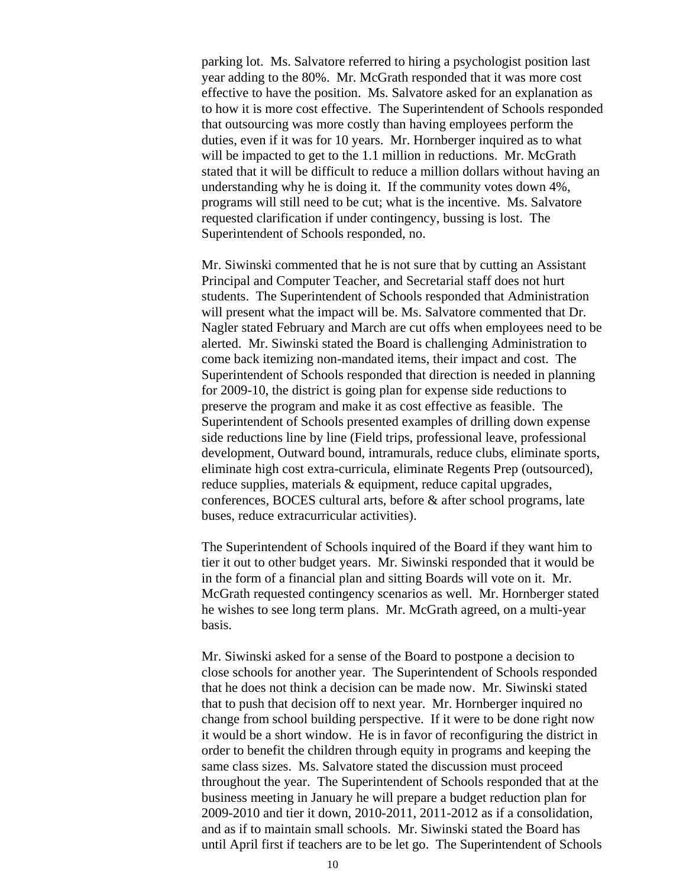parking lot.  Ms. Salvatore referred to hiring a psychologist position last year adding to the 80%.  Mr. McGrath responded that it was more cost effective to have the position.  Ms. Salvatore asked for an explanation as to how it is more cost effective.  The Superintendent of Schools responded that outsourcing was more costly than having employees perform the duties, even if it was for 10 years.  Mr. Hornberger inquired as to what will be impacted to get to the 1.1 million in reductions.  Mr. McGrath stated that it will be difficult to reduce a million dollars without having an understanding why he is doing it.  If the community votes down 4%, programs will still need to be cut; what is the incentive.  Ms. Salvatore requested clarification if under contingency, bussing is lost.  The Superintendent of Schools responded, no.

Mr. Siwinski commented that he is not sure that by cutting an Assistant Principal and Computer Teacher, and Secretarial staff does not hurt students.  The Superintendent of Schools responded that Administration will present what the impact will be. Ms. Salvatore commented that Dr. Nagler stated February and March are cut offs when employees need to be alerted.  Mr. Siwinski stated the Board is challenging Administration to come back itemizing non-mandated items, their impact and cost.  The Superintendent of Schools responded that direction is needed in planning for 2009-10, the district is going plan for expense side reductions to preserve the program and make it as cost effective as feasible.  The Superintendent of Schools presented examples of drilling down expense side reductions line by line (Field trips, professional leave, professional development, Outward bound, intramurals, reduce clubs, eliminate sports, eliminate high cost extra-curricula, eliminate Regents Prep (outsourced), reduce supplies, materials & equipment, reduce capital upgrades, conferences, BOCES cultural arts, before & after school programs, late buses, reduce extracurricular activities).

The Superintendent of Schools inquired of the Board if they want him to tier it out to other budget years.  Mr. Siwinski responded that it would be in the form of a financial plan and sitting Boards will vote on it.  Mr. McGrath requested contingency scenarios as well.  Mr. Hornberger stated he wishes to see long term plans.  Mr. McGrath agreed, on a multi-year basis.

Mr. Siwinski asked for a sense of the Board to postpone a decision to close schools for another year.  The Superintendent of Schools responded that he does not think a decision can be made now.  Mr. Siwinski stated that to push that decision off to next year.  Mr. Hornberger inquired no change from school building perspective.  If it were to be done right now it would be a short window.  He is in favor of reconfiguring the district in order to benefit the children through equity in programs and keeping the same class sizes.  Ms. Salvatore stated the discussion must proceed throughout the year.  The Superintendent of Schools responded that at the business meeting in January he will prepare a budget reduction plan for 2009-2010 and tier it down, 2010-2011, 2011-2012 as if a consolidation, and as if to maintain small schools.  Mr. Siwinski stated the Board has until April first if teachers are to be let go.  The Superintendent of Schools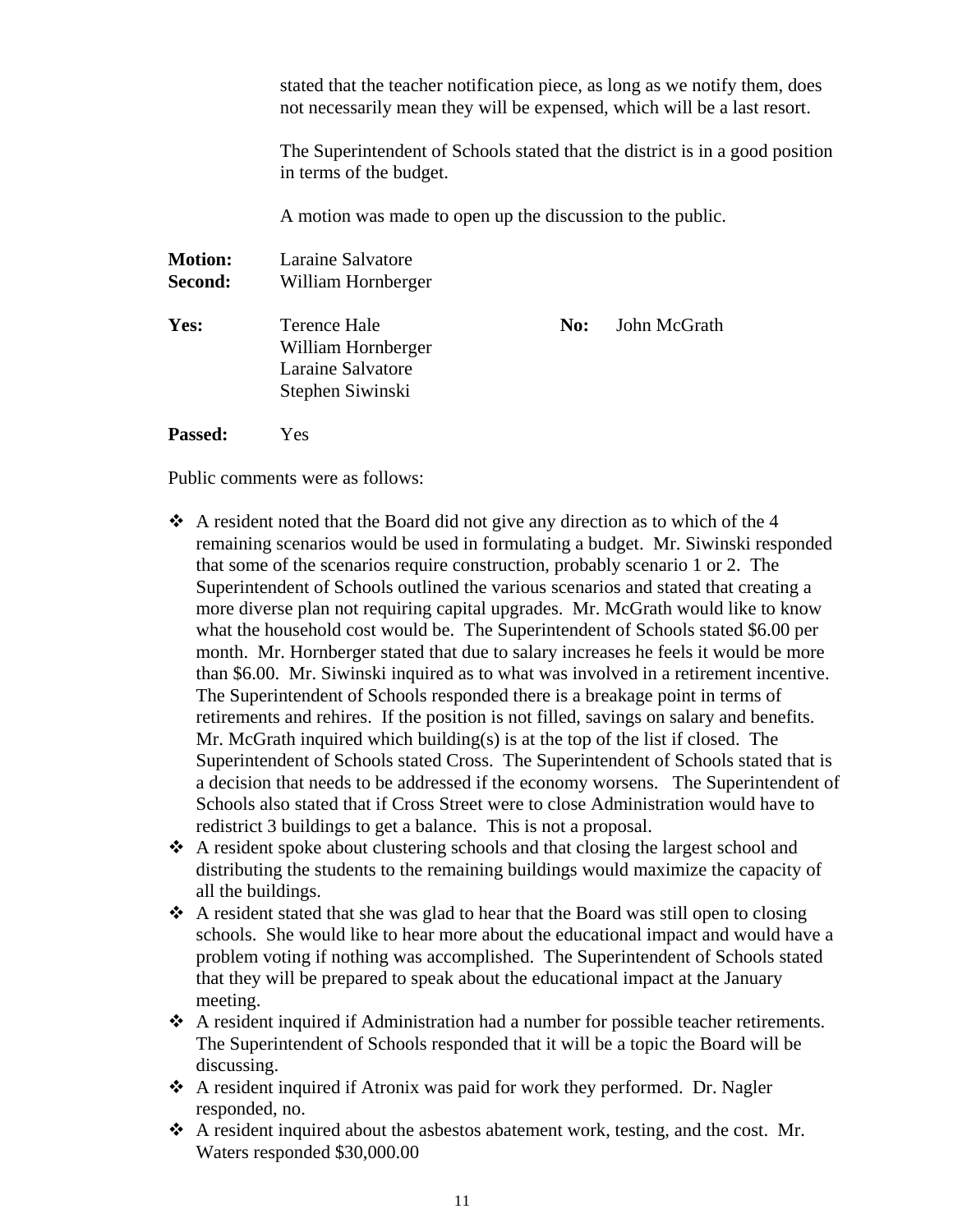stated that the teacher notification piece, as long as we notify them, does not necessarily mean they will be expensed, which will be a last resort.

The Superintendent of Schools stated that the district is in a good position in terms of the budget.

A motion was made to open up the discussion to the public.

**Motion:** Laraine Salvatore
**Second:** William Hornberger

**Yes:** Terence Hale, William Hornberger, Laraine Salvatore, Stephen Siwinski
**No:** John McGrath

**Passed:** Yes

Public comments were as follows:

- A resident noted that the Board did not give any direction as to which of the 4 remaining scenarios would be used in formulating a budget. Mr. Siwinski responded that some of the scenarios require construction, probably scenario 1 or 2. The Superintendent of Schools outlined the various scenarios and stated that creating a more diverse plan not requiring capital upgrades. Mr. McGrath would like to know what the household cost would be. The Superintendent of Schools stated $6.00 per month. Mr. Hornberger stated that due to salary increases he feels it would be more than $6.00. Mr. Siwinski inquired as to what was involved in a retirement incentive. The Superintendent of Schools responded there is a breakage point in terms of retirements and rehires. If the position is not filled, savings on salary and benefits. Mr. McGrath inquired which building(s) is at the top of the list if closed. The Superintendent of Schools stated Cross. The Superintendent of Schools stated that is a decision that needs to be addressed if the economy worsens. The Superintendent of Schools also stated that if Cross Street were to close Administration would have to redistrict 3 buildings to get a balance. This is not a proposal.
- A resident spoke about clustering schools and that closing the largest school and distributing the students to the remaining buildings would maximize the capacity of all the buildings.
- A resident stated that she was glad to hear that the Board was still open to closing schools. She would like to hear more about the educational impact and would have a problem voting if nothing was accomplished. The Superintendent of Schools stated that they will be prepared to speak about the educational impact at the January meeting.
- A resident inquired if Administration had a number for possible teacher retirements. The Superintendent of Schools responded that it will be a topic the Board will be discussing.
- A resident inquired if Atronix was paid for work they performed. Dr. Nagler responded, no.
- A resident inquired about the asbestos abatement work, testing, and the cost. Mr. Waters responded $30,000.00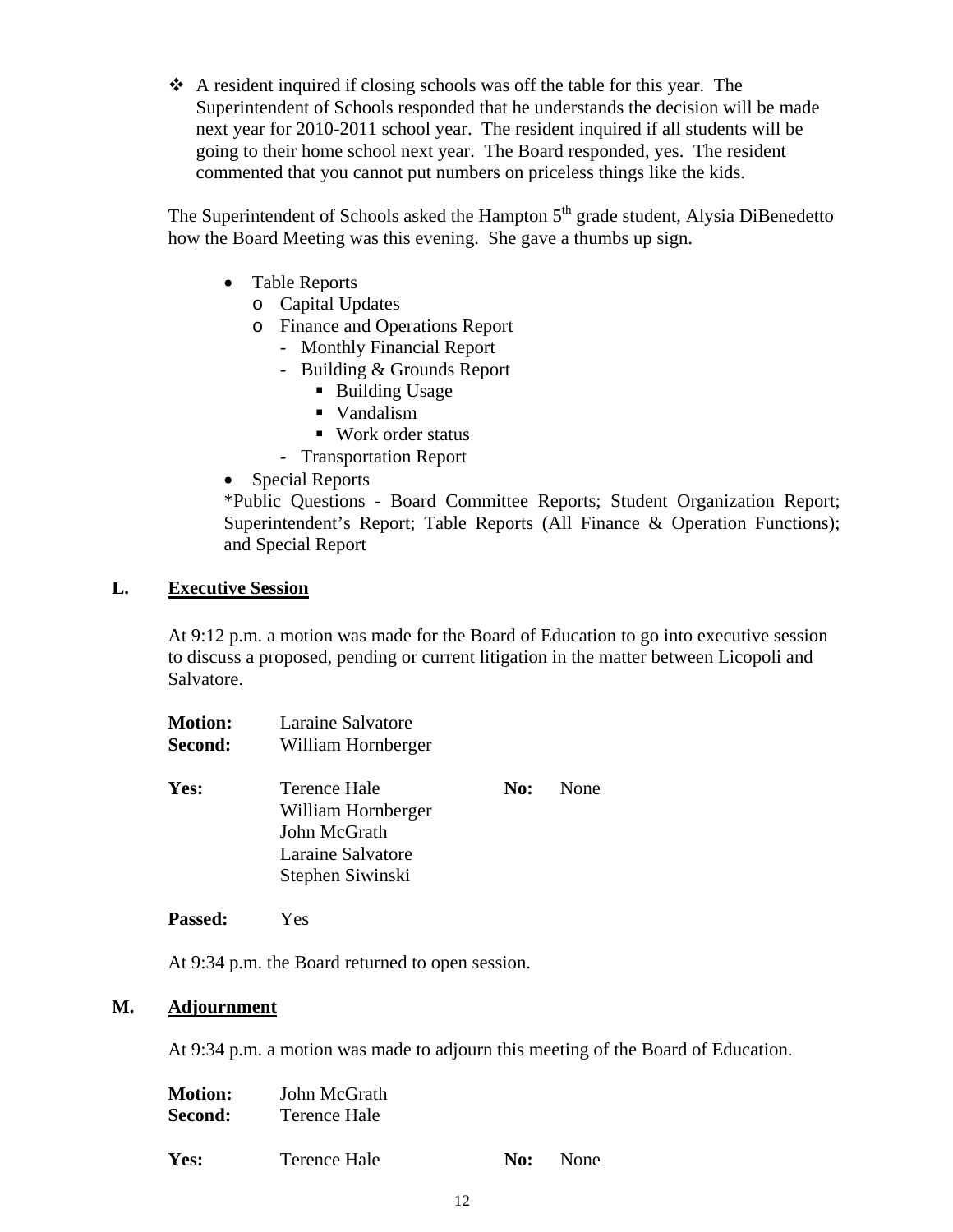- A resident inquired if closing schools was off the table for this year. The Superintendent of Schools responded that he understands the decision will be made next year for 2010-2011 school year. The resident inquired if all students will be going to their home school next year. The Board responded, yes. The resident commented that you cannot put numbers on priceless things like the kids.

The Superintendent of Schools asked the Hampton 5th grade student, Alysia DiBenedetto how the Board Meeting was this evening. She gave a thumbs up sign.

- Table Reports
  - Capital Updates
  - Finance and Operations Report
    - Monthly Financial Report
    - Building & Grounds Report
      - Building Usage
      - Vandalism
      - Work order status
    - Transportation Report
- Special Reports

  *Public Questions - Board Committee Reports; Student Organization Report; Superintendent's Report; Table Reports (All Finance & Operation Functions); and Special Report

## L. Executive Session

At 9:12 p.m. a motion was made for the Board of Education to go into executive session to discuss a proposed, pending or current litigation in the matter between Licopoli and Salvatore.

**Motion:** Laraine Salvatore
**Second:** William Hornberger

**Yes:** Terence Hale, William Hornberger, John McGrath, Laraine Salvatore, Stephen Siwinski
**No:** None

**Passed:** Yes

At 9:34 p.m. the Board returned to open session.

## M. Adjournment

At 9:34 p.m. a motion was made to adjourn this meeting of the Board of Education.

**Motion:** John McGrath
**Second:** Terence Hale

**Yes:** Terence Hale
**No:** None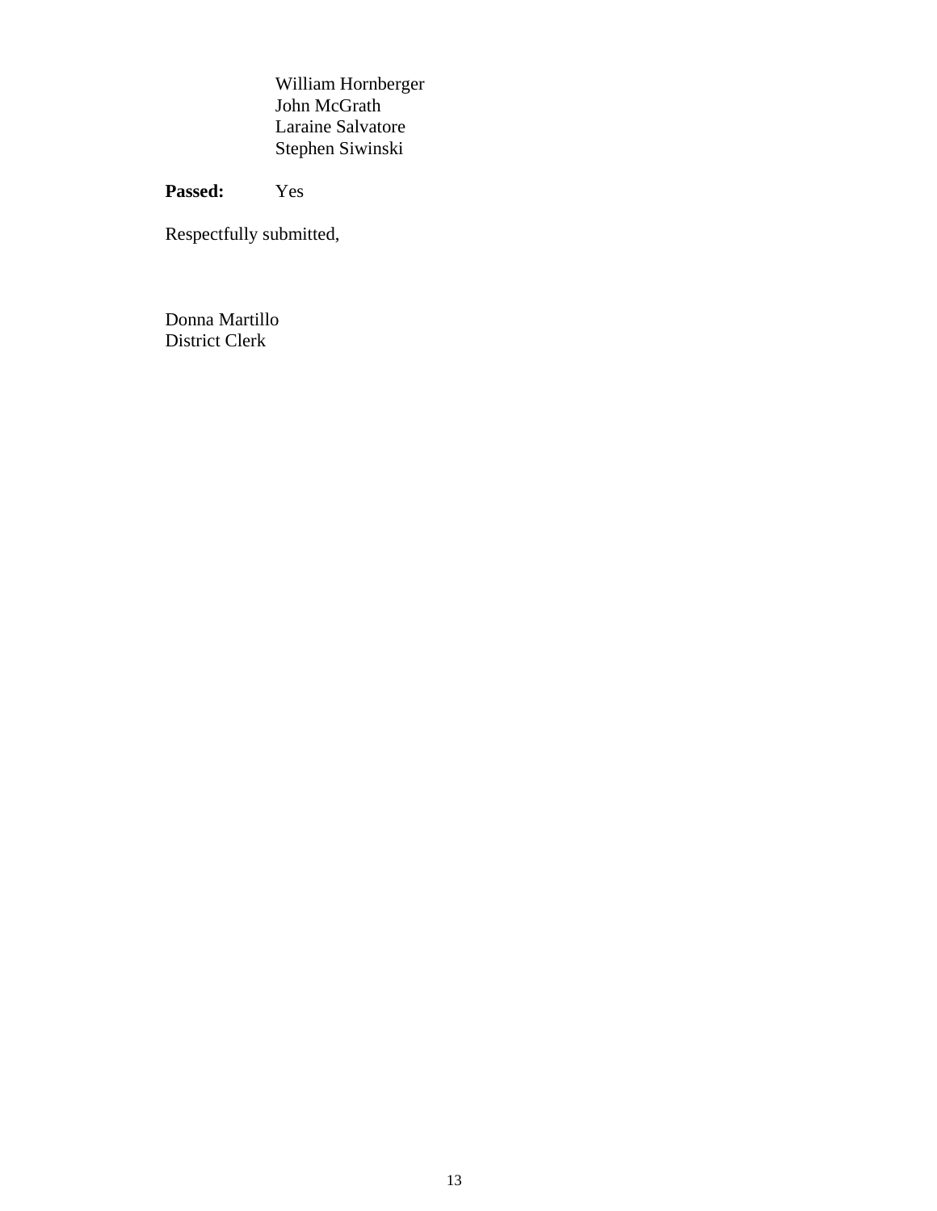William Hornberger
John McGrath
Laraine Salvatore
Stephen Siwinski

**Passed:** Yes

Respectfully submitted,

Donna Martillo
District Clerk